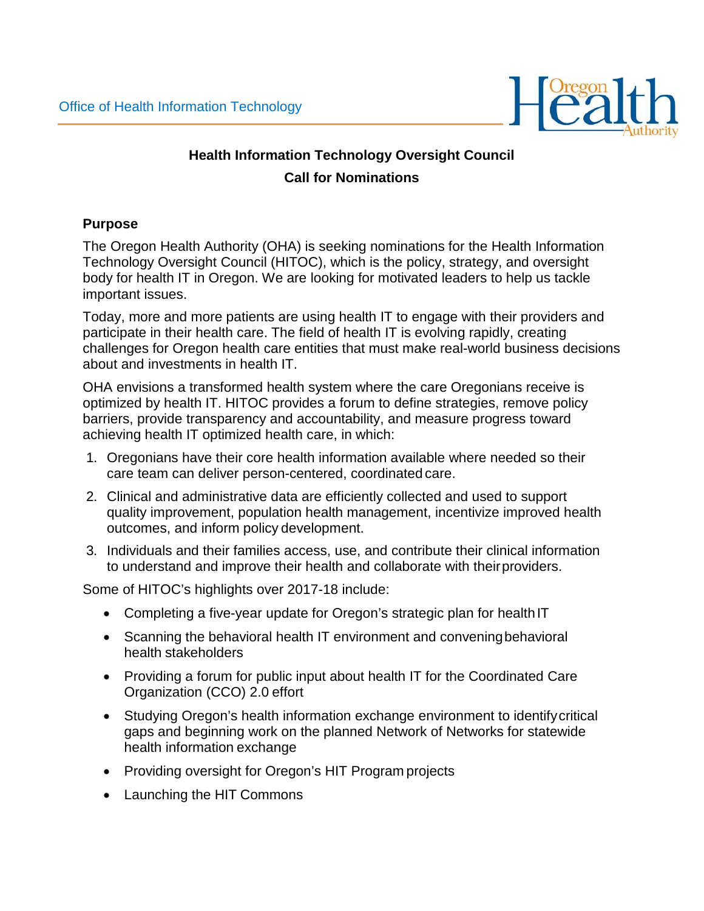Office of Health Information Technology

## Health Information Technology Oversight Council

## Call for Nominations

### Purpose

The Oregon Health Authority (OHA) is seeking nominations for the Health Information Technology Oversight Council (HITOC), which is the policy, strategy, and oversight body for health IT in Oregon. We are looking for motivated leaders to help us tackle important issues.

Today, more and more patients are using health IT to engage with their providers and participate in their health care. The field of health IT is evolving rapidly, creating challenges for Oregon health care entities that must make real-world business decisions about and investments in health IT.

OHA envisions a transformed health system where the care Oregonians receive is optimized by health IT. HITOC provides a forum to define strategies, remove policy barriers, provide transparency and accountability, and measure progress toward achieving health IT optimized health care, in which:

1. Oregonians have their core health information available where needed so their care team can deliver person-centered, coordinated care.
2. Clinical and administrative data are efficiently collected and used to support quality improvement, population health management, incentivize improved health outcomes, and inform policy development.
3. Individuals and their families access, use, and contribute their clinical information to understand and improve their health and collaborate with their providers.

Some of HITOC's highlights over 2017-18 include:

- Completing a five-year update for Oregon's strategic plan for health IT
- Scanning the behavioral health IT environment and convening behavioral health stakeholders
- Providing a forum for public input about health IT for the Coordinated Care Organization (CCO) 2.0 effort
- Studying Oregon's health information exchange environment to identify critical gaps and beginning work on the planned Network of Networks for statewide health information exchange
- Providing oversight for Oregon's HIT Program projects
- Launching the HIT Commons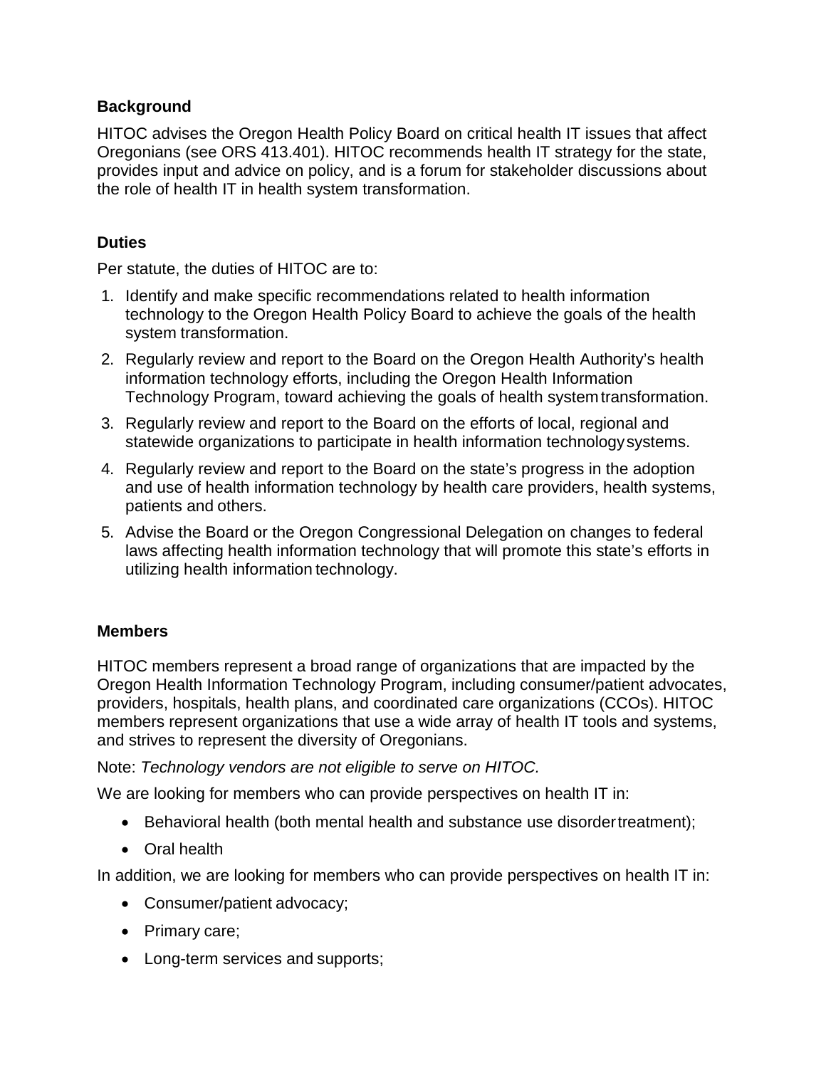### Background

HITOC advises the Oregon Health Policy Board on critical health IT issues that affect Oregonians (see ORS 413.401). HITOC recommends health IT strategy for the state, provides input and advice on policy, and is a forum for stakeholder discussions about the role of health IT in health system transformation.

### Duties

Per statute, the duties of HITOC are to:

1. Identify and make specific recommendations related to health information technology to the Oregon Health Policy Board to achieve the goals of the health system transformation.
2. Regularly review and report to the Board on the Oregon Health Authority's health information technology efforts, including the Oregon Health Information Technology Program, toward achieving the goals of health system transformation.
3. Regularly review and report to the Board on the efforts of local, regional and statewide organizations to participate in health information technology systems.
4. Regularly review and report to the Board on the state's progress in the adoption and use of health information technology by health care providers, health systems, patients and others.
5. Advise the Board or the Oregon Congressional Delegation on changes to federal laws affecting health information technology that will promote this state's efforts in utilizing health information technology.

### Members

HITOC members represent a broad range of organizations that are impacted by the Oregon Health Information Technology Program, including consumer/patient advocates, providers, hospitals, health plans, and coordinated care organizations (CCOs). HITOC members represent organizations that use a wide array of health IT tools and systems, and strives to represent the diversity of Oregonians.

Note: *Technology vendors are not eligible to serve on HITOC.*

We are looking for members who can provide perspectives on health IT in:

- Behavioral health (both mental health and substance use disorder treatment);
- Oral health

In addition, we are looking for members who can provide perspectives on health IT in:

- Consumer/patient advocacy;
- Primary care;
- Long-term services and supports;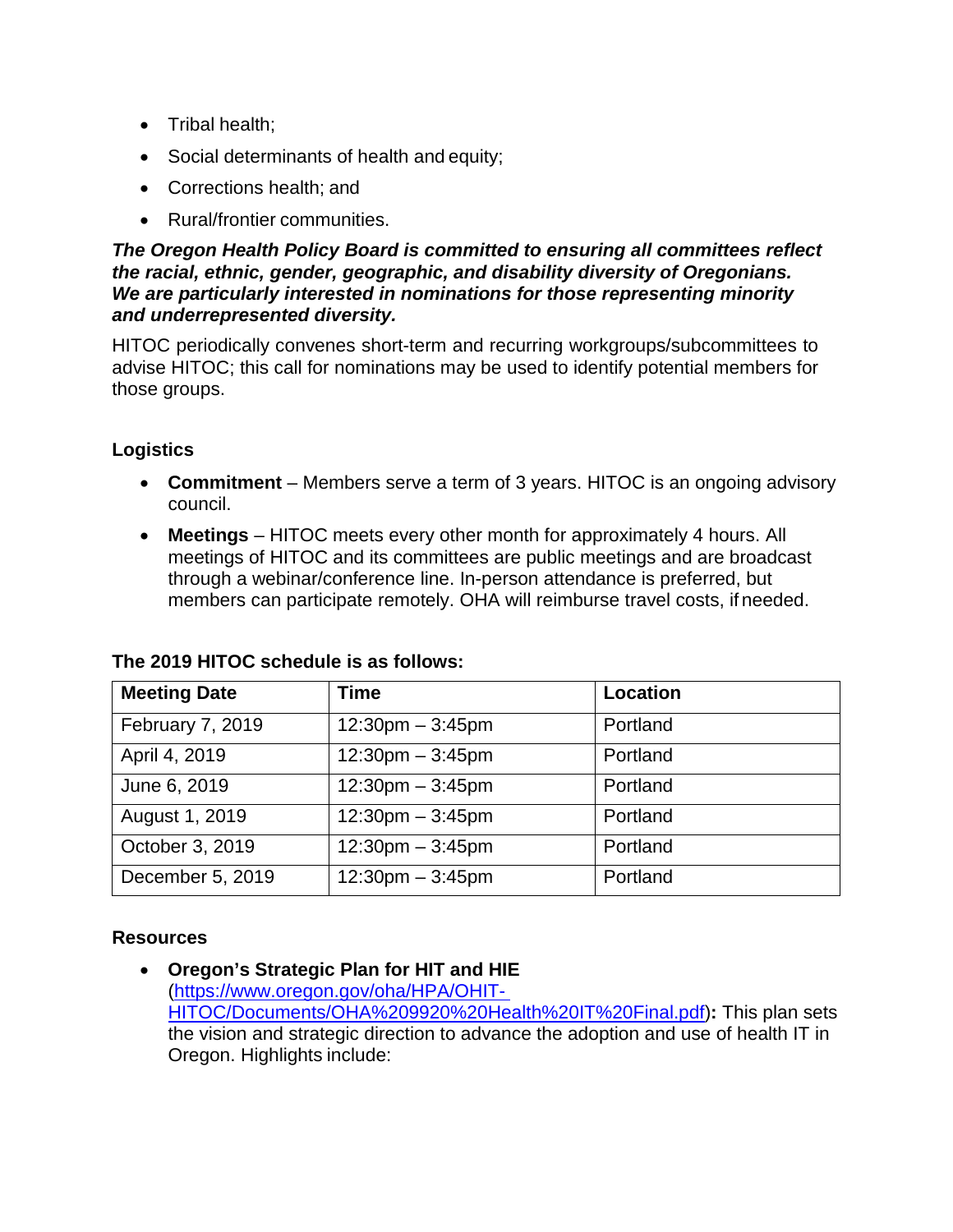- Tribal health;
- Social determinants of health and equity;
- Corrections health; and
- Rural/frontier communities.

***The Oregon Health Policy Board is committed to ensuring all committees reflect the racial, ethnic, gender, geographic, and disability diversity of Oregonians. We are particularly interested in nominations for those representing minority and underrepresented diversity.***

HITOC periodically convenes short-term and recurring workgroups/subcommittees to advise HITOC; this call for nominations may be used to identify potential members for those groups.

**Logistics**

- **Commitment** – Members serve a term of 3 years. HITOC is an ongoing advisory council.
- **Meetings** – HITOC meets every other month for approximately 4 hours. All meetings of HITOC and its committees are public meetings and are broadcast through a webinar/conference line. In-person attendance is preferred, but members can participate remotely. OHA will reimburse travel costs, if needed.

**The 2019 HITOC schedule is as follows:**

| Meeting Date | Time | Location |
| --- | --- | --- |
| February 7, 2019 | 12:30pm – 3:45pm | Portland |
| April 4, 2019 | 12:30pm – 3:45pm | Portland |
| June 6, 2019 | 12:30pm – 3:45pm | Portland |
| August 1, 2019 | 12:30pm – 3:45pm | Portland |
| October 3, 2019 | 12:30pm – 3:45pm | Portland |
| December 5, 2019 | 12:30pm – 3:45pm | Portland |

**Resources**

- **Oregon's Strategic Plan for HIT and HIE** (https://www.oregon.gov/oha/HPA/OHIT-HITOC/Documents/OHA%209920%20Health%20IT%20Final.pdf)**:** This plan sets the vision and strategic direction to advance the adoption and use of health IT in Oregon. Highlights include: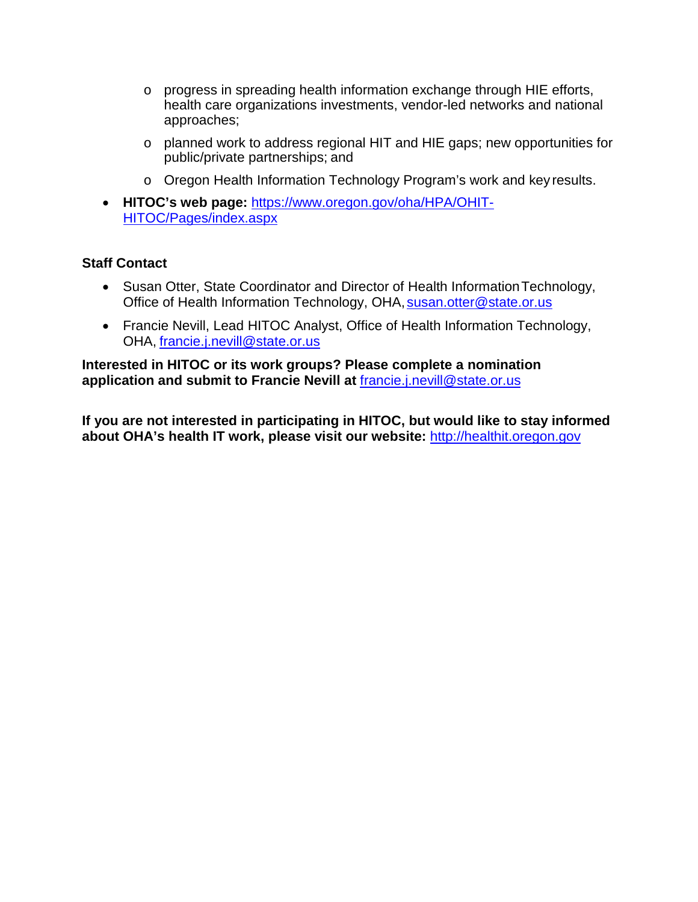- progress in spreading health information exchange through HIE efforts, health care organizations investments, vendor-led networks and national approaches;
  - planned work to address regional HIT and HIE gaps; new opportunities for public/private partnerships; and
  - Oregon Health Information Technology Program's work and key results.
- **HITOC's web page:** https://www.oregon.gov/oha/HPA/OHIT-HITOC/Pages/index.aspx

**Staff Contact**

- Susan Otter, State Coordinator and Director of Health Information Technology, Office of Health Information Technology, OHA, susan.otter@state.or.us
- Francie Nevill, Lead HITOC Analyst, Office of Health Information Technology, OHA, francie.j.nevill@state.or.us

**Interested in HITOC or its work groups? Please complete a nomination application and submit to Francie Nevill at** francie.j.nevill@state.or.us

**If you are not interested in participating in HITOC, but would like to stay informed about OHA's health IT work, please visit our website:** http://healthit.oregon.gov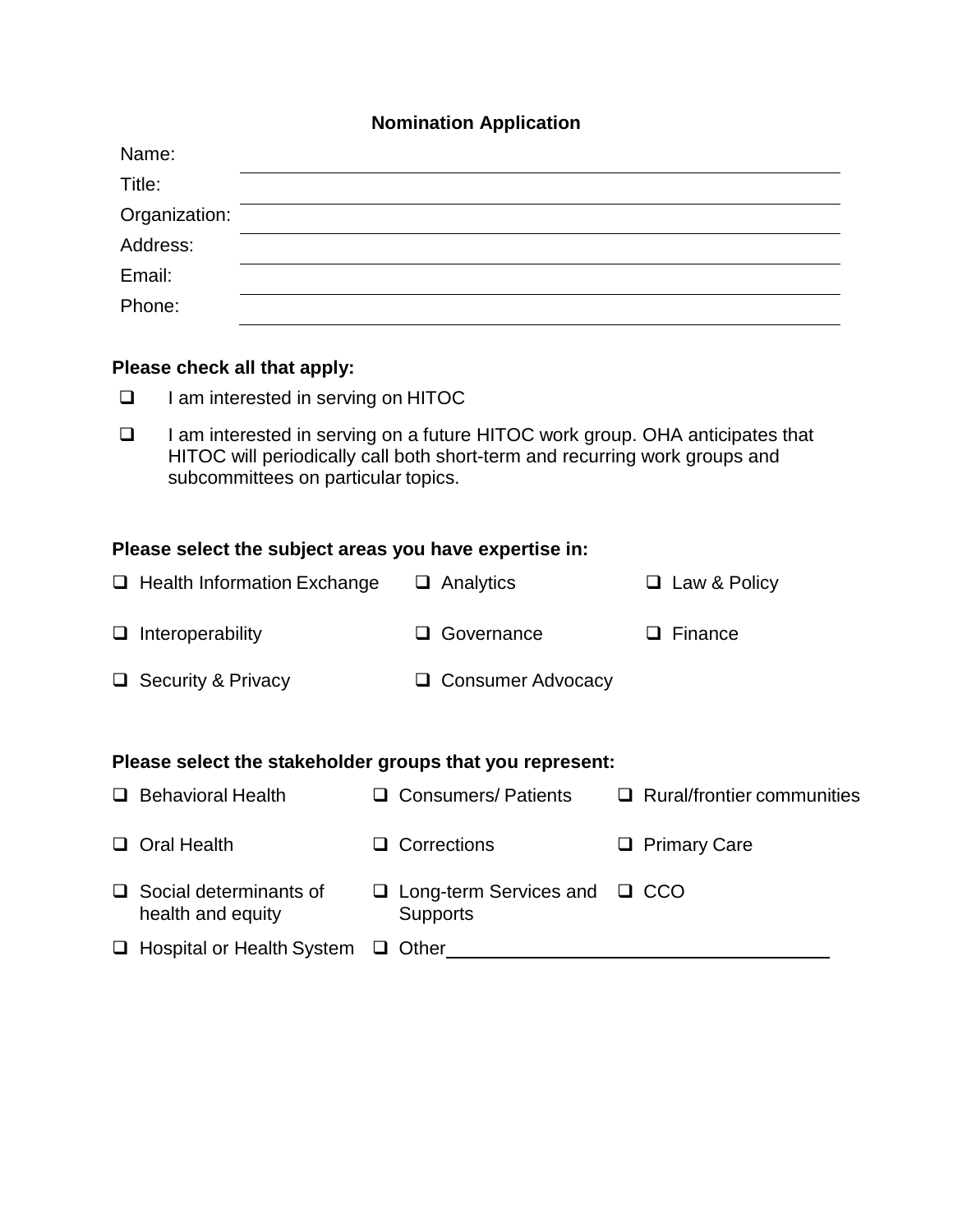## Nomination Application

Name: \_\_\_\_\_\_\_\_\_\_\_\_\_\_\_\_\_\_\_\_\_\_\_\_\_\_\_\_\_\_\_\_\_\_\_\_\_\_\_\_

Title: \_\_\_\_\_\_\_\_\_\_\_\_\_\_\_\_\_\_\_\_\_\_\_\_\_\_\_\_\_\_\_\_\_\_\_\_\_\_\_\_

Organization: \_\_\_\_\_\_\_\_\_\_\_\_\_\_\_\_\_\_\_\_\_\_\_\_\_\_\_\_\_\_\_\_\_\_\_\_\_\_\_\_

Address: \_\_\_\_\_\_\_\_\_\_\_\_\_\_\_\_\_\_\_\_\_\_\_\_\_\_\_\_\_\_\_\_\_\_\_\_\_\_\_\_

Email: \_\_\_\_\_\_\_\_\_\_\_\_\_\_\_\_\_\_\_\_\_\_\_\_\_\_\_\_\_\_\_\_\_\_\_\_\_\_\_\_

Phone: \_\_\_\_\_\_\_\_\_\_\_\_\_\_\_\_\_\_\_\_\_\_\_\_\_\_\_\_\_\_\_\_\_\_\_\_\_\_\_\_

**Please check all that apply:**

- ☐ I am interested in serving on HITOC
- ☐ I am interested in serving on a future HITOC work group. OHA anticipates that HITOC will periodically call both short-term and recurring work groups and subcommittees on particular topics.

**Please select the subject areas you have expertise in:**

- ☐ Health Information Exchange
- ☐ Analytics
- ☐ Law & Policy
- ☐ Interoperability
- ☐ Governance
- ☐ Finance
- ☐ Security & Privacy
- ☐ Consumer Advocacy

**Please select the stakeholder groups that you represent:**

- ☐ Behavioral Health
- ☐ Consumers/ Patients
- ☐ Rural/frontier communities
- ☐ Oral Health
- ☐ Corrections
- ☐ Primary Care
- ☐ Social determinants of health and equity
- ☐ Long-term Services and Supports
- ☐ CCO
- ☐ Hospital or Health System
- ☐ Other \_\_\_\_\_\_\_\_\_\_\_\_\_\_\_\_\_\_\_\_\_\_\_\_\_\_\_\_\_\_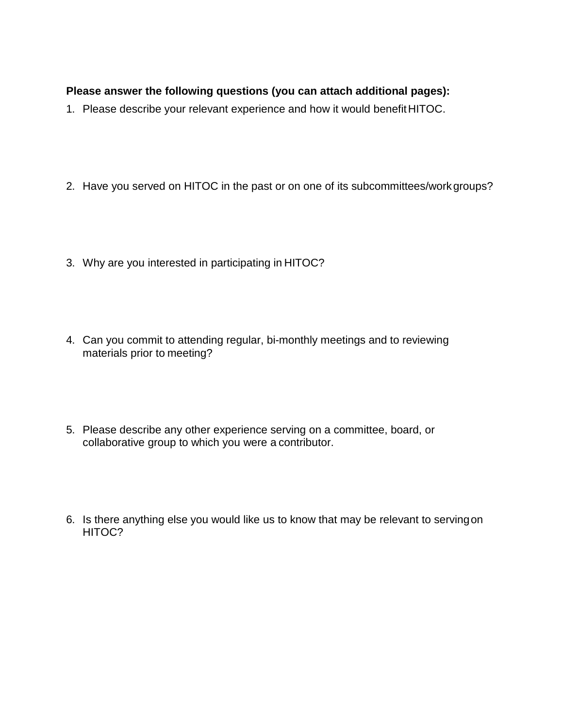**Please answer the following questions (you can attach additional pages):**

1. Please describe your relevant experience and how it would benefit HITOC.

2. Have you served on HITOC in the past or on one of its subcommittees/work groups?

3. Why are you interested in participating in HITOC?

4. Can you commit to attending regular, bi-monthly meetings and to reviewing materials prior to meeting?

5. Please describe any other experience serving on a committee, board, or collaborative group to which you were a contributor.

6. Is there anything else you would like us to know that may be relevant to serving on HITOC?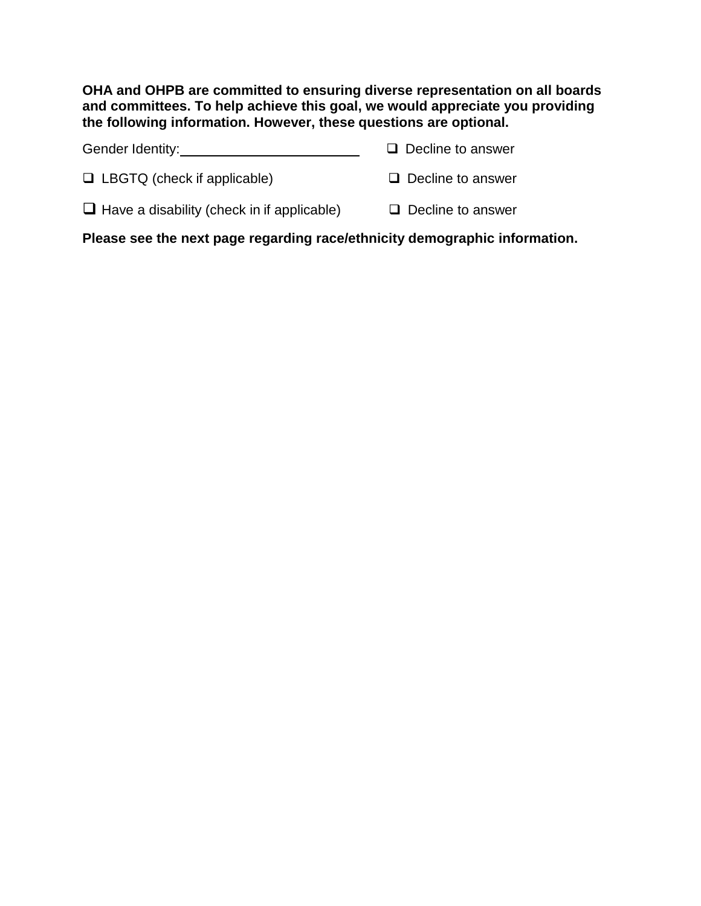**OHA and OHPB are committed to ensuring diverse representation on all boards and committees. To help achieve this goal, we would appreciate you providing the following information. However, these questions are optional.**

Gender Identity:________________________ ☐ Decline to answer

☐ LBGTQ (check if applicable) ☐ Decline to answer

☐ Have a disability (check in if applicable) ☐ Decline to answer

**Please see the next page regarding race/ethnicity demographic information.**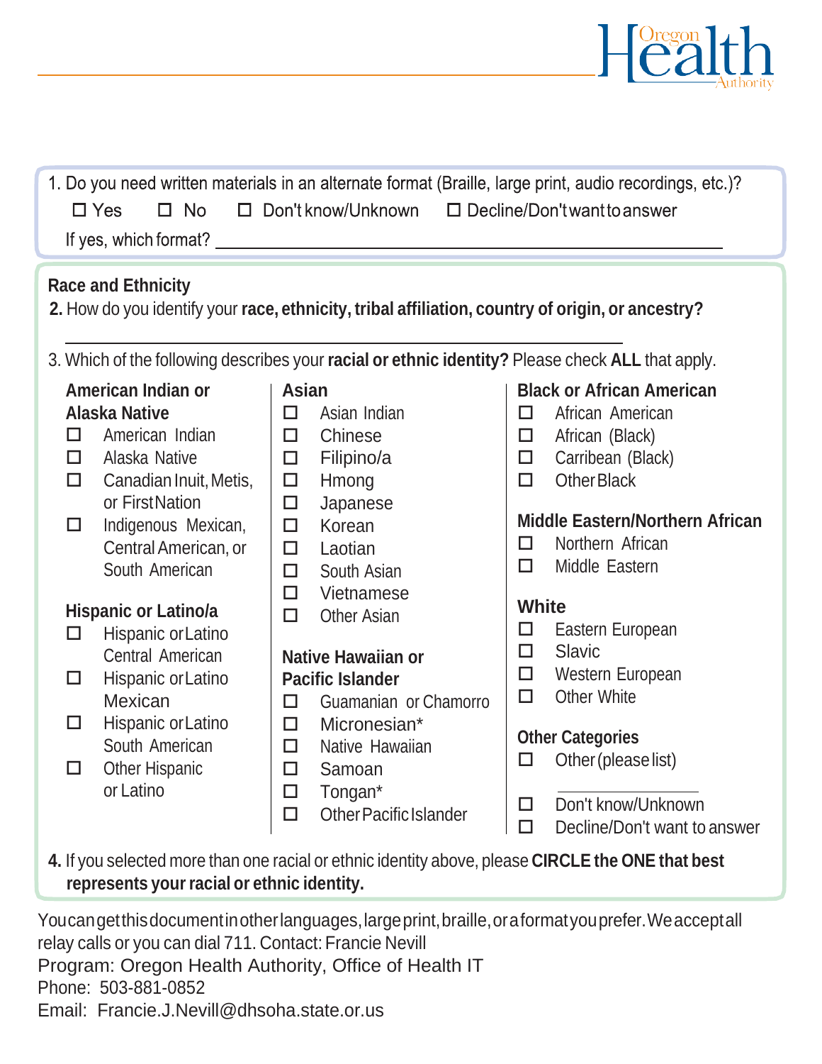1. Do you need written materials in an alternate format (Braille, large print, audio recordings, etc.)?

☐ Yes ☐ No ☐ Don't know/Unknown ☐ Decline/Don't want to answer

If yes, which format? ____________________________________________

**Race and Ethnicity**

**2.** How do you identify your **race, ethnicity, tribal affiliation, country of origin, or ancestry?**

____________________________________________

3. Which of the following describes your **racial or ethnic identity?** Please check **ALL** that apply.

**American Indian or Alaska Native**
- ☐ American Indian
- ☐ Alaska Native
- ☐ Canadian Inuit, Metis, or First Nation
- ☐ Indigenous Mexican, Central American, or South American

**Hispanic or Latino/a**
- ☐ Hispanic or Latino Central American
- ☐ Hispanic or Latino Mexican
- ☐ Hispanic or Latino South American
- ☐ Other Hispanic or Latino

**Asian**
- ☐ Asian Indian
- ☐ Chinese
- ☐ Filipino/a
- ☐ Hmong
- ☐ Japanese
- ☐ Korean
- ☐ Laotian
- ☐ South Asian
- ☐ Vietnamese
- ☐ Other Asian

**Native Hawaiian or Pacific Islander**
- ☐ Guamanian or Chamorro
- ☐ Micronesian*
- ☐ Native Hawaiian
- ☐ Samoan
- ☐ Tongan*
- ☐ Other Pacific Islander

**Black or African American**
- ☐ African American
- ☐ African (Black)
- ☐ Carribean (Black)
- ☐ Other Black

**Middle Eastern/Northern African**
- ☐ Northern African
- ☐ Middle Eastern

**White**
- ☐ Eastern European
- ☐ Slavic
- ☐ Western European
- ☐ Other White

**Other Categories**
- ☐ Other (please list) ____________________
- ☐ Don't know/Unknown
- ☐ Decline/Don't want to answer

**4.** If you selected more than one racial or ethnic identity above, please **CIRCLE the ONE that best represents your racial or ethnic identity.**

You can get this document in other languages, large print, braille, or a format you prefer. We accept all relay calls or you can dial 711. Contact: Francie Nevill

Program: Oregon Health Authority, Office of Health IT

Phone: 503-881-0852

Email: Francie.J.Nevill@dhsoha.state.or.us